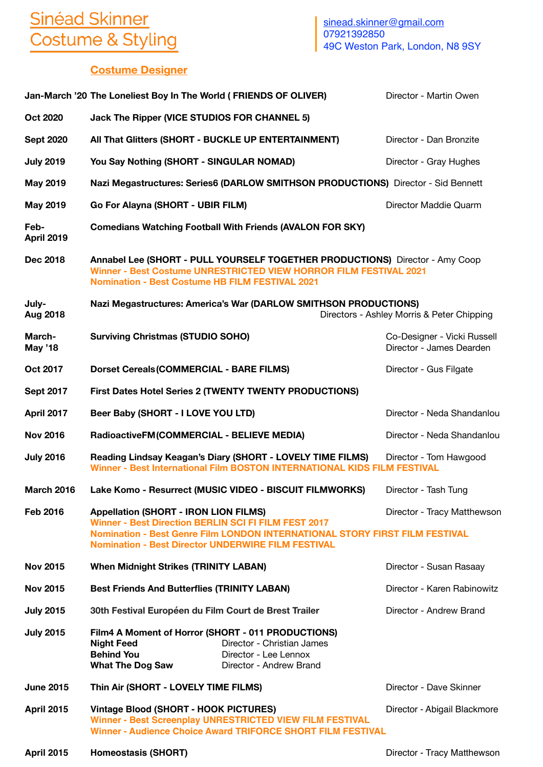# Sinéad Skinner
# Costume & Styling

sinead.skinner@gmail.com
07921392850
49C Weston Park, London, N8 9SY

## Costume Designer

| | | |
|---|---|---|
| **Jan-March '20** | **The Loneliest Boy In The World ( FRIENDS OF OLIVER)** | Director - Martin Owen |
| **Oct 2020** | **Jack The Ripper (VICE STUDIOS FOR CHANNEL 5)** | |
| **Sept 2020** | **All That Glitters (SHORT - BUCKLE UP ENTERTAINMENT)** | Director - Dan Bronzite |
| **July 2019** | **You Say Nothing (SHORT - SINGULAR NOMAD)** | Director - Gray Hughes |
| **May 2019** | **Nazi Megastructures: Series6 (DARLOW SMITHSON PRODUCTIONS)** | Director - Sid Bennett |
| **May 2019** | **Go For Alayna (SHORT - UBIR FILM)** | Director Maddie Quarm |
| **Feb-April 2019** | **Comedians Watching Football With Friends (AVALON FOR SKY)** | |
| **Dec 2018** | **Annabel Lee (SHORT - PULL YOURSELF TOGETHER PRODUCTIONS)**<br>**Winner - Best Costume UNRESTRICTED VIEW HORROR FILM FESTIVAL 2021**<br>**Nomination - Best Costume HB FILM FESTIVAL 2021** | Director - Amy Coop |
| **July-Aug 2018** | **Nazi Megastructures: America's War (DARLOW SMITHSON PRODUCTIONS)** | Directors - Ashley Morris & Peter Chipping |
| **March-May '18** | **Surviving Christmas (STUDIO SOHO)** | Co-Designer - Vicki Russell<br>Director - James Dearden |
| **Oct 2017** | **Dorset Cereals(COMMERCIAL - BARE FILMS)** | Director - Gus Filgate |
| **Sept 2017** | **First Dates Hotel Series 2 (TWENTY TWENTY PRODUCTIONS)** | |
| **April 2017** | **Beer Baby (SHORT - I LOVE YOU LTD)** | Director - Neda Shandanlou |
| **Nov 2016** | **RadioactiveFM(COMMERCIAL - BELIEVE MEDIA)** | Director - Neda Shandanlou |
| **July 2016** | **Reading Lindsay Keagan's Diary (SHORT - LOVELY TIME FILMS)**<br>**Winner - Best International Film BOSTON INTERNATIONAL KIDS FILM FESTIVAL** | Director - Tom Hawgood |
| **March 2016** | **Lake Komo - Resurrect (MUSIC VIDEO - BISCUIT FILMWORKS)** | Director - Tash Tung |
| **Feb 2016** | **Appellation (SHORT - IRON LION FILMS)**<br>**Winner - Best Direction BERLIN SCI FI FILM FEST 2017**<br>**Nomination - Best Genre Film LONDON INTERNATIONAL STORY FIRST FILM FESTIVAL**<br>**Nomination - Best Director UNDERWIRE FILM FESTIVAL** | Director - Tracy Matthewson |
| **Nov 2015** | **When Midnight Strikes (TRINITY LABAN)** | Director - Susan Rasaay |
| **Nov 2015** | **Best Friends And Butterflies (TRINITY LABAN)** | Director - Karen Rabinowitz |
| **July 2015** | **30th Festival Européen du Film Court de Brest Trailer** | Director - Andrew Brand |
| **July 2015** | **Film4 A Moment of Horror (SHORT - 011 PRODUCTIONS)**<br>**Night Feed** — Director - Christian James<br>**Behind You** — Director - Lee Lennox<br>**What The Dog Saw** — Director - Andrew Brand | |
| **June 2015** | **Thin Air (SHORT - LOVELY TIME FILMS)** | Director - Dave Skinner |
| **April 2015** | **Vintage Blood (SHORT - HOOK PICTURES)**<br>**Winner - Best Screenplay UNRESTRICTED VIEW FILM FESTIVAL**<br>**Winner - Audience Choice Award TRIFORCE SHORT FILM FESTIVAL** | Director - Abigail Blackmore |
| **April 2015** | **Homeostasis (SHORT)** | Director - Tracy Matthewson |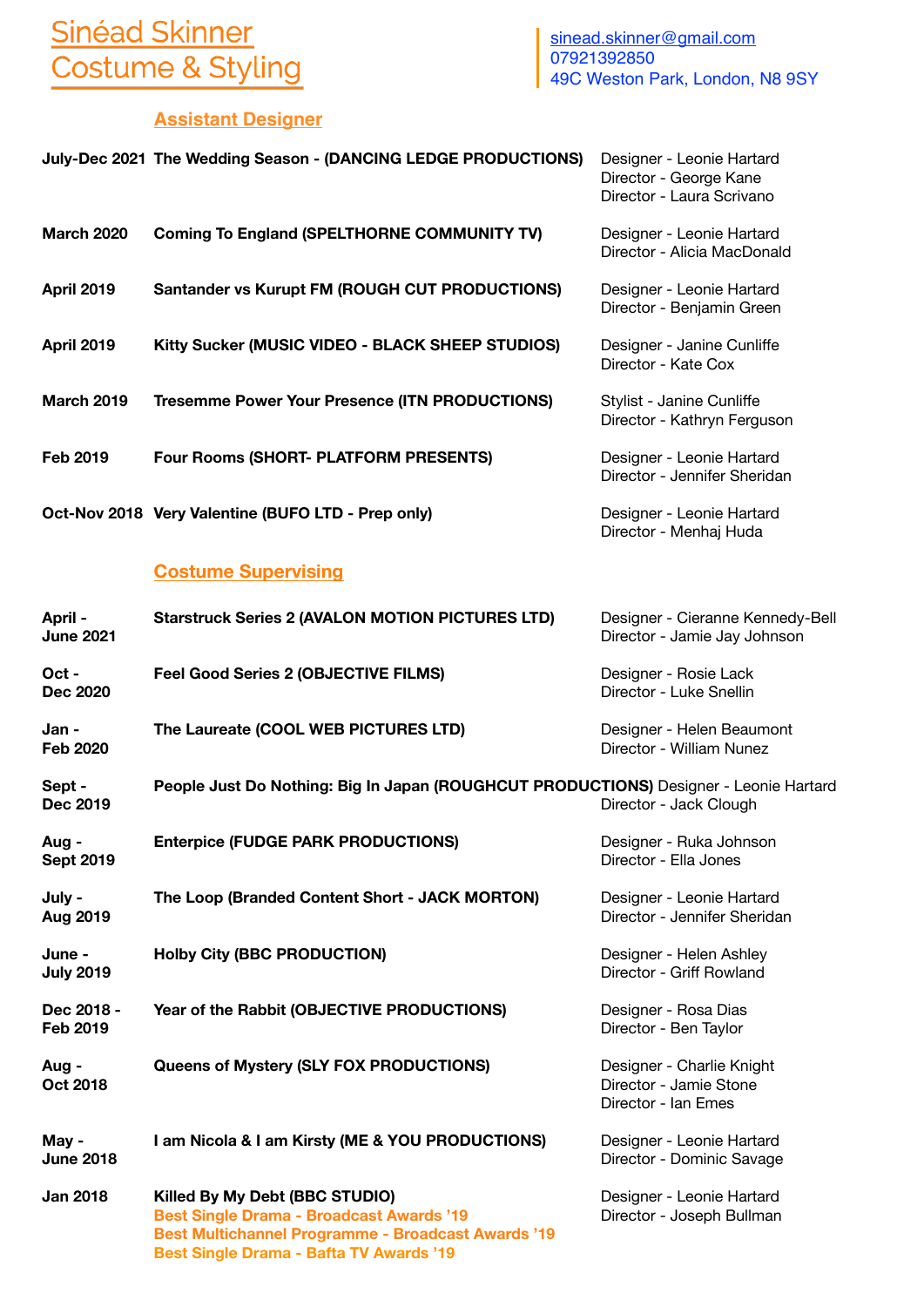# Sinéad Skinner
# Costume & Styling

sinead.skinner@gmail.com
07921392850
49C Weston Park, London, N8 9SY

## Assistant Designer

| | | |
|---|---|---|
| **July-Dec 2021** | **The Wedding Season - (DANCING LEDGE PRODUCTIONS)** | Designer - Leonie Hartard<br>Director - George Kane<br>Director - Laura Scrivano |
| **March 2020** | **Coming To England (SPELTHORNE COMMUNITY TV)** | Designer - Leonie Hartard<br>Director - Alicia MacDonald |
| **April 2019** | **Santander vs Kurupt FM (ROUGH CUT PRODUCTIONS)** | Designer - Leonie Hartard<br>Director - Benjamin Green |
| **April 2019** | **Kitty Sucker (MUSIC VIDEO - BLACK SHEEP STUDIOS)** | Designer - Janine Cunliffe<br>Director - Kate Cox |
| **March 2019** | **Tresemme Power Your Presence (ITN PRODUCTIONS)** | Stylist - Janine Cunliffe<br>Director - Kathryn Ferguson |
| **Feb 2019** | **Four Rooms (SHORT- PLATFORM PRESENTS)** | Designer - Leonie Hartard<br>Director - Jennifer Sheridan |
| **Oct-Nov 2018** | **Very Valentine (BUFO LTD - Prep only)** | Designer - Leonie Hartard<br>Director - Menhaj Huda |

## Costume Supervising

| | | |
|---|---|---|
| **April - June 2021** | **Starstruck Series 2 (AVALON MOTION PICTURES LTD)** | Designer - Cieranne Kennedy-Bell<br>Director - Jamie Jay Johnson |
| **Oct - Dec 2020** | **Feel Good Series 2 (OBJECTIVE FILMS)** | Designer - Rosie Lack<br>Director - Luke Snellin |
| **Jan - Feb 2020** | **The Laureate (COOL WEB PICTURES LTD)** | Designer - Helen Beaumont<br>Director - William Nunez |
| **Sept - Dec 2019** | **People Just Do Nothing: Big In Japan (ROUGHCUT PRODUCTIONS)** | Designer - Leonie Hartard<br>Director - Jack Clough |
| **Aug - Sept 2019** | **Enterpice (FUDGE PARK PRODUCTIONS)** | Designer - Ruka Johnson<br>Director - Ella Jones |
| **July - Aug 2019** | **The Loop (Branded Content Short - JACK MORTON)** | Designer - Leonie Hartard<br>Director - Jennifer Sheridan |
| **June - July 2019** | **Holby City (BBC PRODUCTION)** | Designer - Helen Ashley<br>Director - Griff Rowland |
| **Dec 2018 - Feb 2019** | **Year of the Rabbit (OBJECTIVE PRODUCTIONS)** | Designer - Rosa Dias<br>Director - Ben Taylor |
| **Aug - Oct 2018** | **Queens of Mystery (SLY FOX PRODUCTIONS)** | Designer - Charlie Knight<br>Director - Jamie Stone<br>Director - Ian Emes |
| **May - June 2018** | **I am Nicola & I am Kirsty (ME & YOU PRODUCTIONS)** | Designer - Leonie Hartard<br>Director - Dominic Savage |
| **Jan 2018** | **Killed By My Debt (BBC STUDIO)**<br>**Best Single Drama - Broadcast Awards '19**<br>**Best Multichannel Programme - Broadcast Awards '19**<br>**Best Single Drama - Bafta TV Awards '19** | Designer - Leonie Hartard<br>Director - Joseph Bullman |